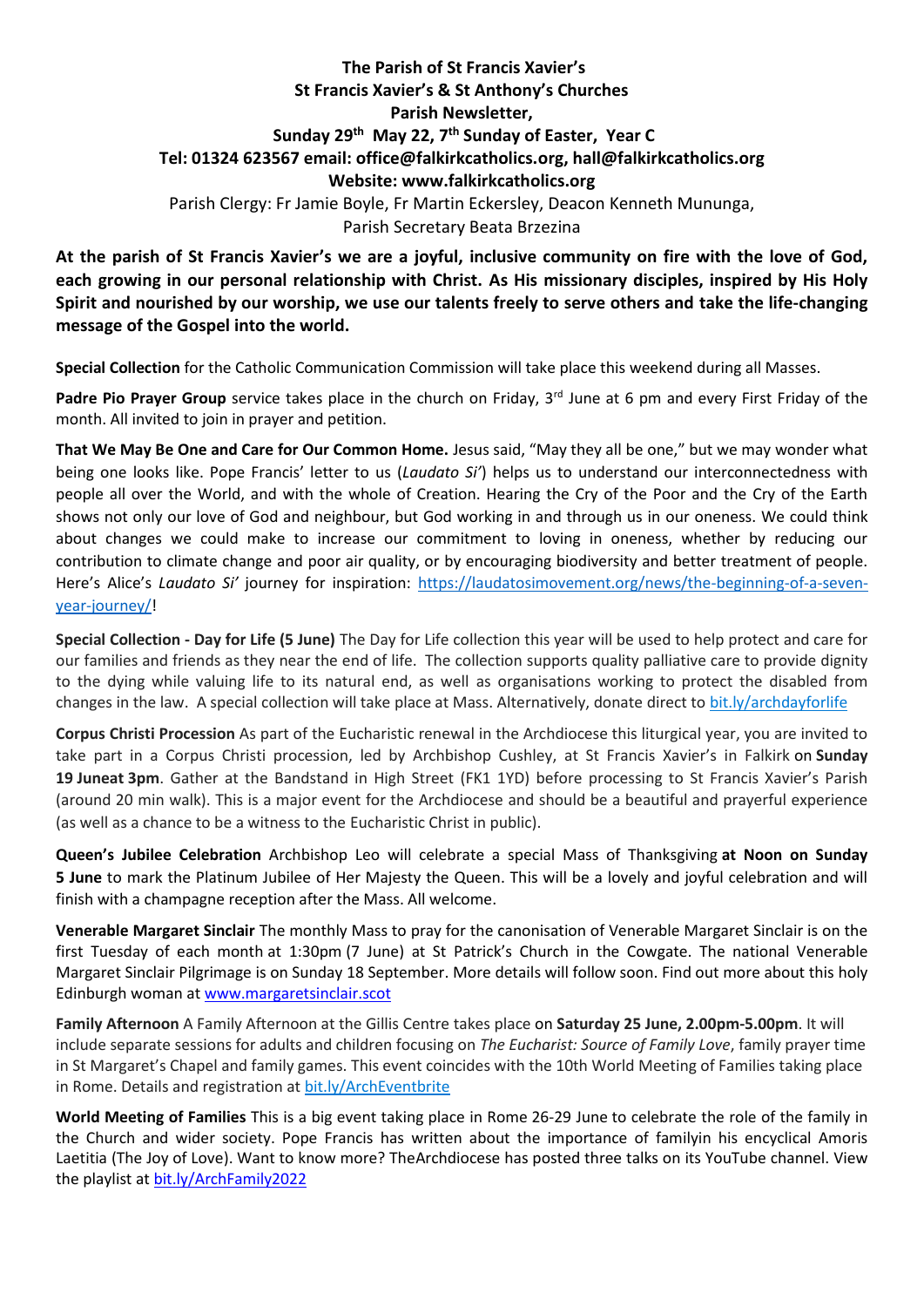**The Parish of St Francis Xavier's**
**St Francis Xavier's & St Anthony's Churches**
**Parish Newsletter,**
**Sunday 29th May 22, 7th Sunday of Easter, Year C**
**Tel: 01324 623567 email: office@falkirkcatholics.org, hall@falkirkcatholics.org**
**Website: www.falkirkcatholics.org**

Parish Clergy: Fr Jamie Boyle, Fr Martin Eckersley, Deacon Kenneth Mununga,
Parish Secretary Beata Brzezina

**At the parish of St Francis Xavier's we are a joyful, inclusive community on fire with the love of God, each growing in our personal relationship with Christ. As His missionary disciples, inspired by His Holy Spirit and nourished by our worship, we use our talents freely to serve others and take the life-changing message of the Gospel into the world.**

**Special Collection** for the Catholic Communication Commission will take place this weekend during all Masses.

**Padre Pio Prayer Group** service takes place in the church on Friday, 3rd June at 6 pm and every First Friday of the month. All invited to join in prayer and petition.

**That We May Be One and Care for Our Common Home.** Jesus said, "May they all be one," but we may wonder what being one looks like. Pope Francis' letter to us (*Laudato Si'*) helps us to understand our interconnectedness with people all over the World, and with the whole of Creation. Hearing the Cry of the Poor and the Cry of the Earth shows not only our love of God and neighbour, but God working in and through us in our oneness. We could think about changes we could make to increase our commitment to loving in oneness, whether by reducing our contribution to climate change and poor air quality, or by encouraging biodiversity and better treatment of people. Here's Alice's *Laudato Si'* journey for inspiration: https://laudatosimovement.org/news/the-beginning-of-a-seven-year-journey/!

**Special Collection - Day for Life (5 June)** The Day for Life collection this year will be used to help protect and care for our families and friends as they near the end of life. The collection supports quality palliative care to provide dignity to the dying while valuing life to its natural end, as well as organisations working to protect the disabled from changes in the law. A special collection will take place at Mass. Alternatively, donate direct to bit.ly/archdayforlife

**Corpus Christi Procession** As part of the Eucharistic renewal in the Archdiocese this liturgical year, you are invited to take part in a Corpus Christi procession, led by Archbishop Cushley, at St Francis Xavier's in Falkirk on **Sunday 19 Juneat 3pm**. Gather at the Bandstand in High Street (FK1 1YD) before processing to St Francis Xavier's Parish (around 20 min walk). This is a major event for the Archdiocese and should be a beautiful and prayerful experience (as well as a chance to be a witness to the Eucharistic Christ in public).

**Queen's Jubilee Celebration** Archbishop Leo will celebrate a special Mass of Thanksgiving **at Noon on Sunday 5 June** to mark the Platinum Jubilee of Her Majesty the Queen. This will be a lovely and joyful celebration and will finish with a champagne reception after the Mass. All welcome.

**Venerable Margaret Sinclair** The monthly Mass to pray for the canonisation of Venerable Margaret Sinclair is on the first Tuesday of each month at 1:30pm (7 June) at St Patrick's Church in the Cowgate. The national Venerable Margaret Sinclair Pilgrimage is on Sunday 18 September. More details will follow soon. Find out more about this holy Edinburgh woman at www.margaretsinclair.scot

**Family Afternoon** A Family Afternoon at the Gillis Centre takes place on **Saturday 25 June, 2.00pm-5.00pm**. It will include separate sessions for adults and children focusing on *The Eucharist: Source of Family Love*, family prayer time in St Margaret's Chapel and family games. This event coincides with the 10th World Meeting of Families taking place in Rome. Details and registration at bit.ly/ArchEventbrite

**World Meeting of Families** This is a big event taking place in Rome 26-29 June to celebrate the role of the family in the Church and wider society. Pope Francis has written about the importance of familyin his encyclical Amoris Laetitia (The Joy of Love). Want to know more? TheArchdiocese has posted three talks on its YouTube channel. View the playlist at bit.ly/ArchFamily2022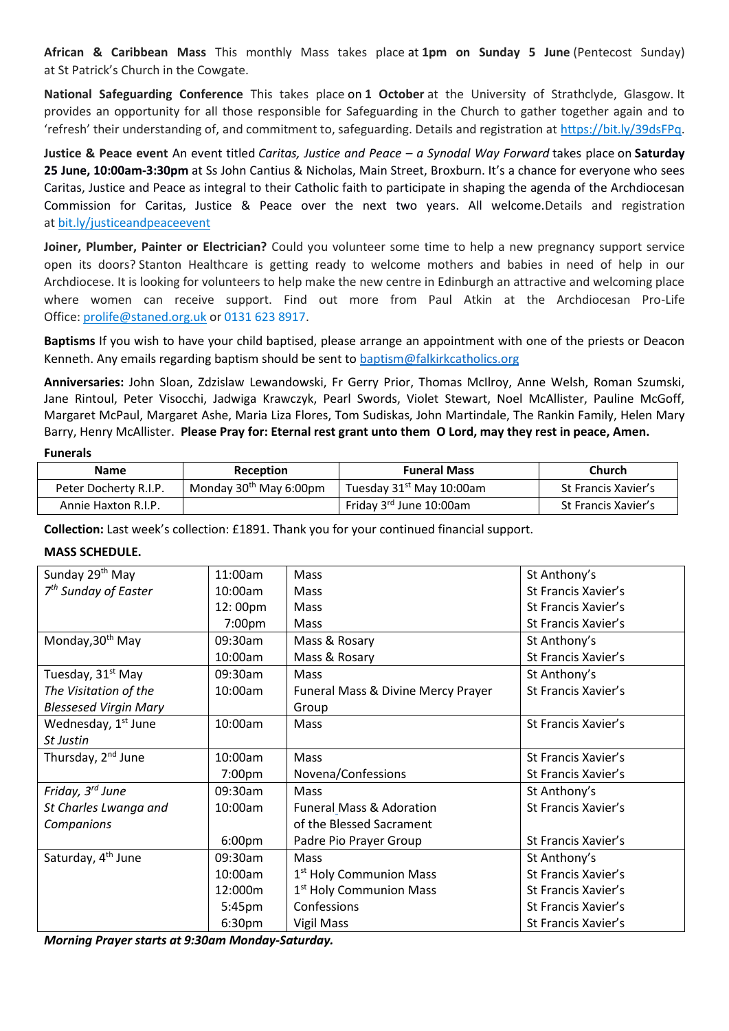**African & Caribbean Mass** This monthly Mass takes place at **1pm on Sunday 5 June** (Pentecost Sunday) at St Patrick's Church in the Cowgate.

**National Safeguarding Conference** This takes place on **1 October** at the University of Strathclyde, Glasgow. It provides an opportunity for all those responsible for Safeguarding in the Church to gather together again and to 'refresh' their understanding of, and commitment to, safeguarding. Details and registration at https://bit.ly/39dsFPq.

**Justice & Peace event** An event titled *Caritas, Justice and Peace – a Synodal Way Forward* takes place on **Saturday 25 June, 10:00am-3:30pm** at Ss John Cantius & Nicholas, Main Street, Broxburn. It's a chance for everyone who sees Caritas, Justice and Peace as integral to their Catholic faith to participate in shaping the agenda of the Archdiocesan Commission for Caritas, Justice & Peace over the next two years. All welcome.Details and registration at bit.ly/justiceandpeaceevent

**Joiner, Plumber, Painter or Electrician?** Could you volunteer some time to help a new pregnancy support service open its doors? Stanton Healthcare is getting ready to welcome mothers and babies in need of help in our Archdiocese. It is looking for volunteers to help make the new centre in Edinburgh an attractive and welcoming place where women can receive support. Find out more from Paul Atkin at the Archdiocesan Pro-Life Office: prolife@staned.org.uk or 0131 623 8917.

**Baptisms** If you wish to have your child baptised, please arrange an appointment with one of the priests or Deacon Kenneth. Any emails regarding baptism should be sent to baptism@falkirkcatholics.org

**Anniversaries:** John Sloan, Zdzislaw Lewandowski, Fr Gerry Prior, Thomas McIlroy, Anne Welsh, Roman Szumski, Jane Rintoul, Peter Visocchi, Jadwiga Krawczyk, Pearl Swords, Violet Stewart, Noel McAllister, Pauline McGoff, Margaret McPaul, Margaret Ashe, Maria Liza Flores, Tom Sudiskas, John Martindale, The Rankin Family, Helen Mary Barry, Henry McAllister. **Please Pray for: Eternal rest grant unto them O Lord, may they rest in peace, Amen.**

**Funerals**

| Name | Reception | Funeral Mass | Church |
|---|---|---|---|
| Peter Docherty R.I.P. | Monday 30th May 6:00pm | Tuesday 31st May 10:00am | St Francis Xavier's |
| Annie Haxton R.I.P. | | Friday 3rd June 10:00am | St Francis Xavier's |

**Collection:** Last week's collection: £1891. Thank you for your continued financial support.

**MASS SCHEDULE.**

| | | | |
|---|---|---|---|
| Sunday 29th May<br>*7th Sunday of Easter* | 11:00am<br>10:00am<br>12: 00pm<br>7:00pm | Mass<br>Mass<br>Mass<br>Mass | St Anthony's<br>St Francis Xavier's<br>St Francis Xavier's<br>St Francis Xavier's |
| Monday,30th May | 09:30am<br>10:00am | Mass & Rosary<br>Mass & Rosary | St Anthony's<br>St Francis Xavier's |
| Tuesday, 31st May<br>*The Visitation of the Blessesed Virgin Mary* | 09:30am<br>10:00am | Mass<br>Funeral Mass & Divine Mercy Prayer Group | St Anthony's<br>St Francis Xavier's |
| Wednesday, 1st June<br>*St Justin* | 10:00am | Mass | St Francis Xavier's |
| Thursday, 2nd June | 10:00am<br>7:00pm | Mass<br>Novena/Confessions | St Francis Xavier's<br>St Francis Xavier's |
| *Friday, 3rd June*<br>*St Charles Lwanga and Companions* | 09:30am<br>10:00am<br>6:00pm | Mass<br>Funeral Mass & Adoration of the Blessed Sacrament<br>Padre Pio Prayer Group | St Anthony's<br>St Francis Xavier's<br>St Francis Xavier's |
| Saturday, 4th June | 09:30am<br>10:00am<br>12:000m<br>5:45pm<br>6:30pm | Mass<br>1st Holy Communion Mass<br>1st Holy Communion Mass<br>Confessions<br>Vigil Mass | St Anthony's<br>St Francis Xavier's<br>St Francis Xavier's<br>St Francis Xavier's<br>St Francis Xavier's |

***Morning Prayer starts at 9:30am Monday-Saturday.***